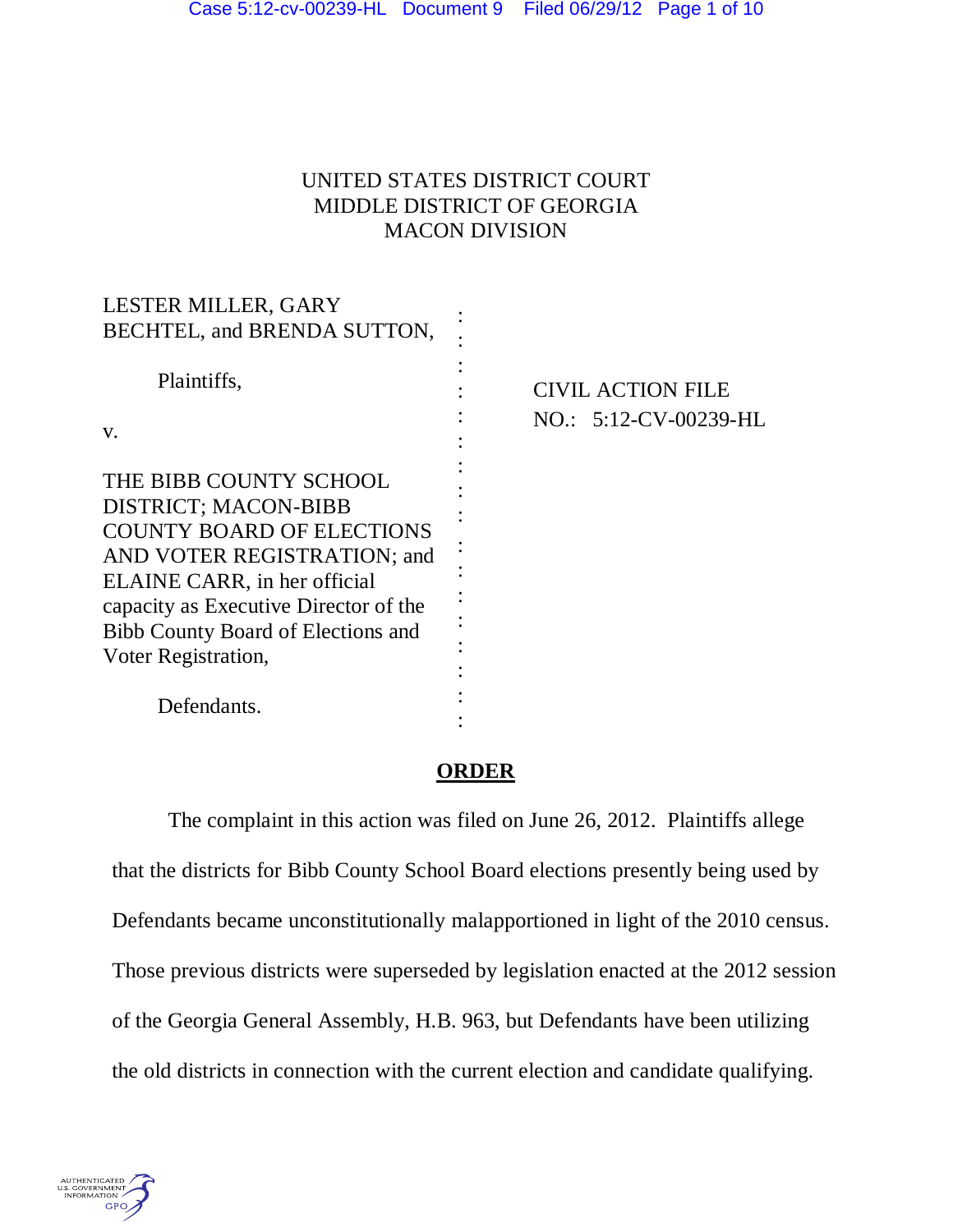UNITED STATES DISTRICT COURT
MIDDLE DISTRICT OF GEORGIA
MACON DIVISION

| | | |
|---|---|---|
| LESTER MILLER, GARY BECHTEL, and BRENDA SUTTON,<br><br>Plaintiffs,<br><br>v.<br><br>THE BIBB COUNTY SCHOOL DISTRICT; MACON-BIBB COUNTY BOARD OF ELECTIONS AND VOTER REGISTRATION; and ELAINE CARR, in her official capacity as Executive Director of the Bibb County Board of Elections and Voter Registration,<br><br>Defendants. | : | CIVIL ACTION FILE<br>NO.: 5:12-CV-00239-HL |

## ORDER

The complaint in this action was filed on June 26, 2012. Plaintiffs allege that the districts for Bibb County School Board elections presently being used by Defendants became unconstitutionally malapportioned in light of the 2010 census. Those previous districts were superseded by legislation enacted at the 2012 session of the Georgia General Assembly, H.B. 963, but Defendants have been utilizing the old districts in connection with the current election and candidate qualifying.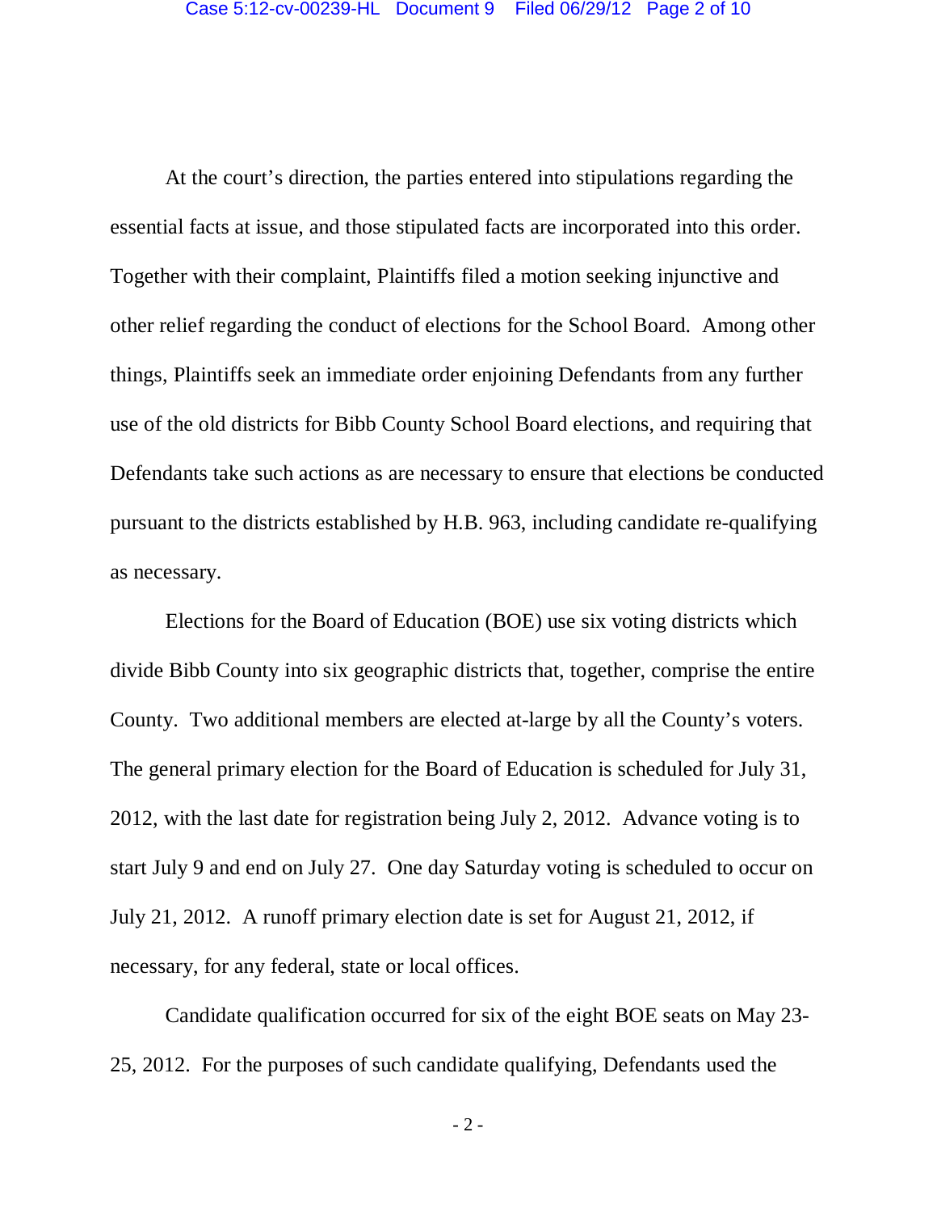At the court's direction, the parties entered into stipulations regarding the essential facts at issue, and those stipulated facts are incorporated into this order. Together with their complaint, Plaintiffs filed a motion seeking injunctive and other relief regarding the conduct of elections for the School Board. Among other things, Plaintiffs seek an immediate order enjoining Defendants from any further use of the old districts for Bibb County School Board elections, and requiring that Defendants take such actions as are necessary to ensure that elections be conducted pursuant to the districts established by H.B. 963, including candidate re-qualifying as necessary.

Elections for the Board of Education (BOE) use six voting districts which divide Bibb County into six geographic districts that, together, comprise the entire County. Two additional members are elected at-large by all the County's voters. The general primary election for the Board of Education is scheduled for July 31, 2012, with the last date for registration being July 2, 2012. Advance voting is to start July 9 and end on July 27. One day Saturday voting is scheduled to occur on July 21, 2012. A runoff primary election date is set for August 21, 2012, if necessary, for any federal, state or local offices.

Candidate qualification occurred for six of the eight BOE seats on May 23-25, 2012. For the purposes of such candidate qualifying, Defendants used the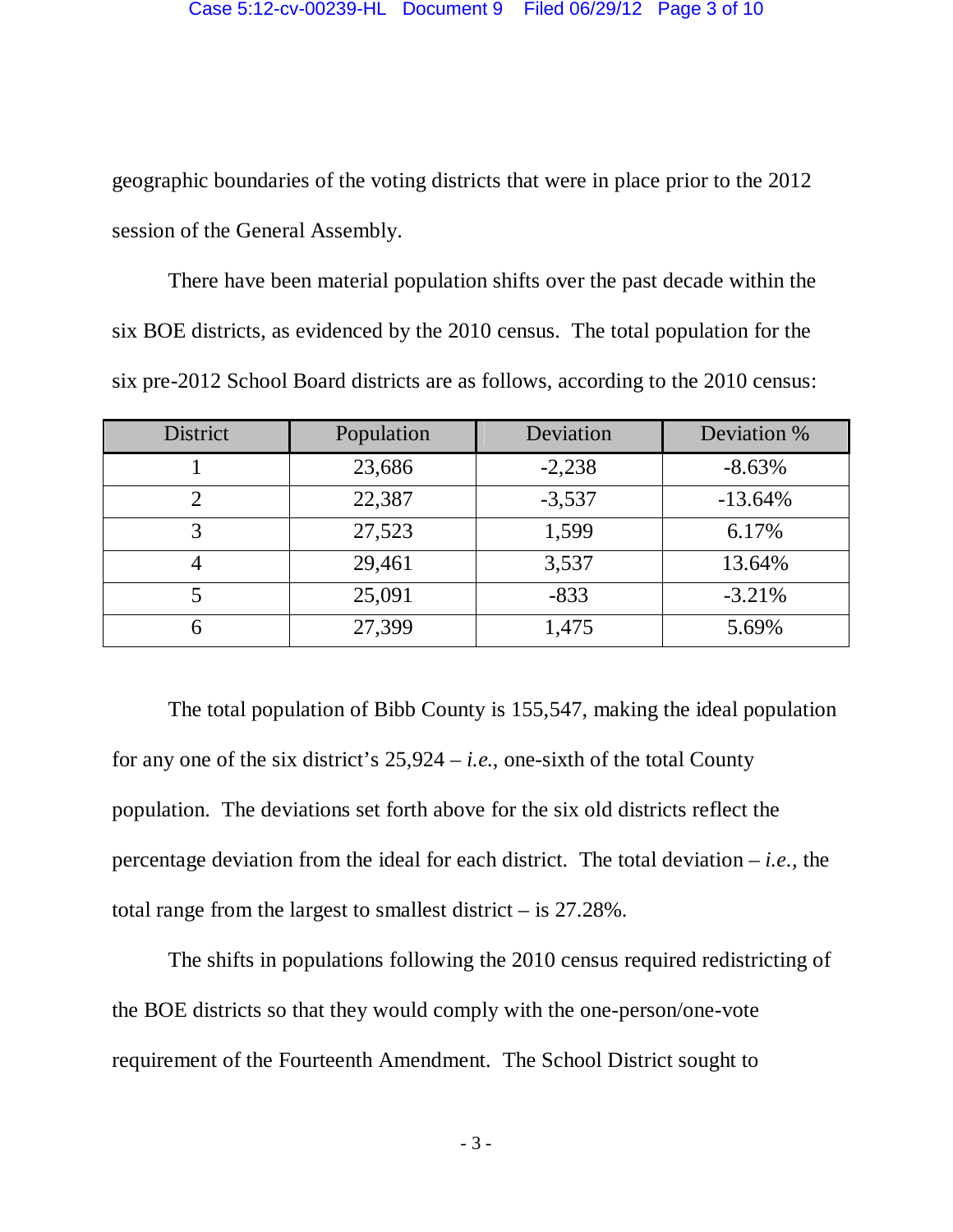geographic boundaries of the voting districts that were in place prior to the 2012 session of the General Assembly.

There have been material population shifts over the past decade within the six BOE districts, as evidenced by the 2010 census. The total population for the six pre-2012 School Board districts are as follows, according to the 2010 census:

| District | Population | Deviation | Deviation % |
|---|---|---|---|
| 1 | 23,686 | -2,238 | -8.63% |
| 2 | 22,387 | -3,537 | -13.64% |
| 3 | 27,523 | 1,599 | 6.17% |
| 4 | 29,461 | 3,537 | 13.64% |
| 5 | 25,091 | -833 | -3.21% |
| 6 | 27,399 | 1,475 | 5.69% |

The total population of Bibb County is 155,547, making the ideal population for any one of the six district's 25,924 – *i.e.*, one-sixth of the total County population. The deviations set forth above for the six old districts reflect the percentage deviation from the ideal for each district. The total deviation – *i.e.,* the total range from the largest to smallest district – is 27.28%.

The shifts in populations following the 2010 census required redistricting of the BOE districts so that they would comply with the one-person/one-vote requirement of the Fourteenth Amendment. The School District sought to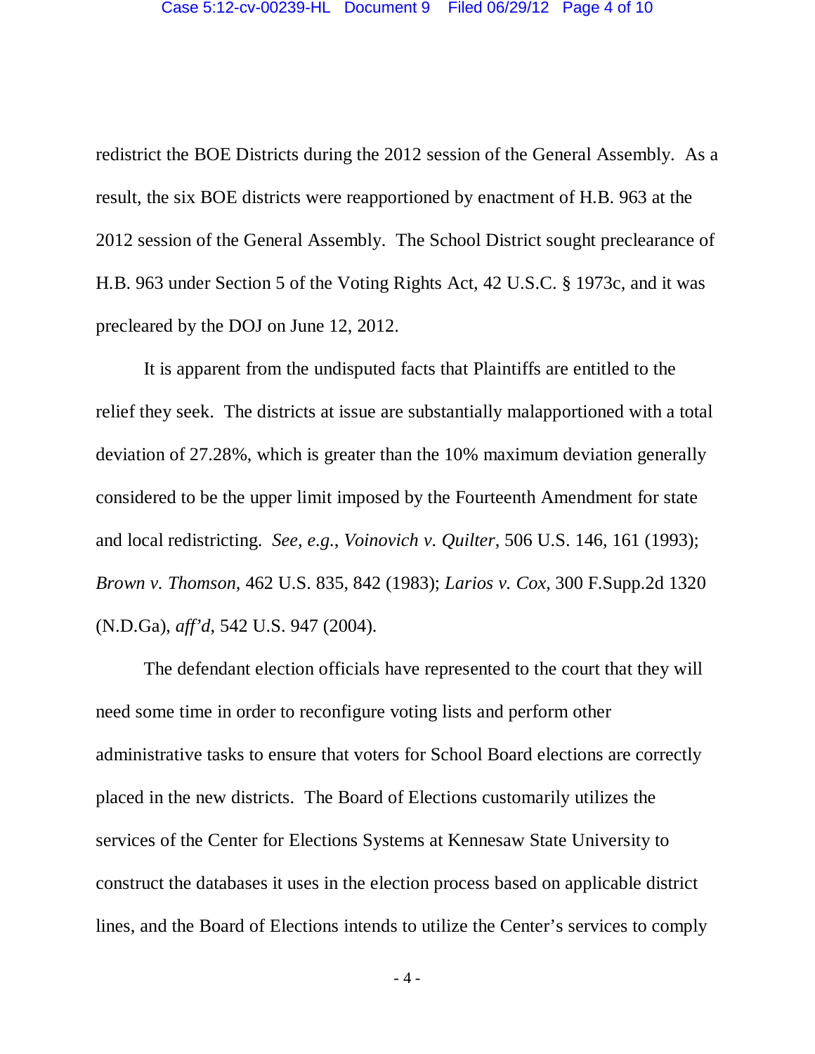redistrict the BOE Districts during the 2012 session of the General Assembly. As a result, the six BOE districts were reapportioned by enactment of H.B. 963 at the 2012 session of the General Assembly. The School District sought preclearance of H.B. 963 under Section 5 of the Voting Rights Act, 42 U.S.C. § 1973c, and it was precleared by the DOJ on June 12, 2012.

It is apparent from the undisputed facts that Plaintiffs are entitled to the relief they seek. The districts at issue are substantially malapportioned with a total deviation of 27.28%, which is greater than the 10% maximum deviation generally considered to be the upper limit imposed by the Fourteenth Amendment for state and local redistricting. *See, e.g.*, *Voinovich v. Quilter*, 506 U.S. 146, 161 (1993); *Brown v. Thomson*, 462 U.S. 835, 842 (1983); *Larios v. Cox*, 300 F.Supp.2d 1320 (N.D.Ga), *aff'd*, 542 U.S. 947 (2004).

The defendant election officials have represented to the court that they will need some time in order to reconfigure voting lists and perform other administrative tasks to ensure that voters for School Board elections are correctly placed in the new districts. The Board of Elections customarily utilizes the services of the Center for Elections Systems at Kennesaw State University to construct the databases it uses in the election process based on applicable district lines, and the Board of Elections intends to utilize the Center's services to comply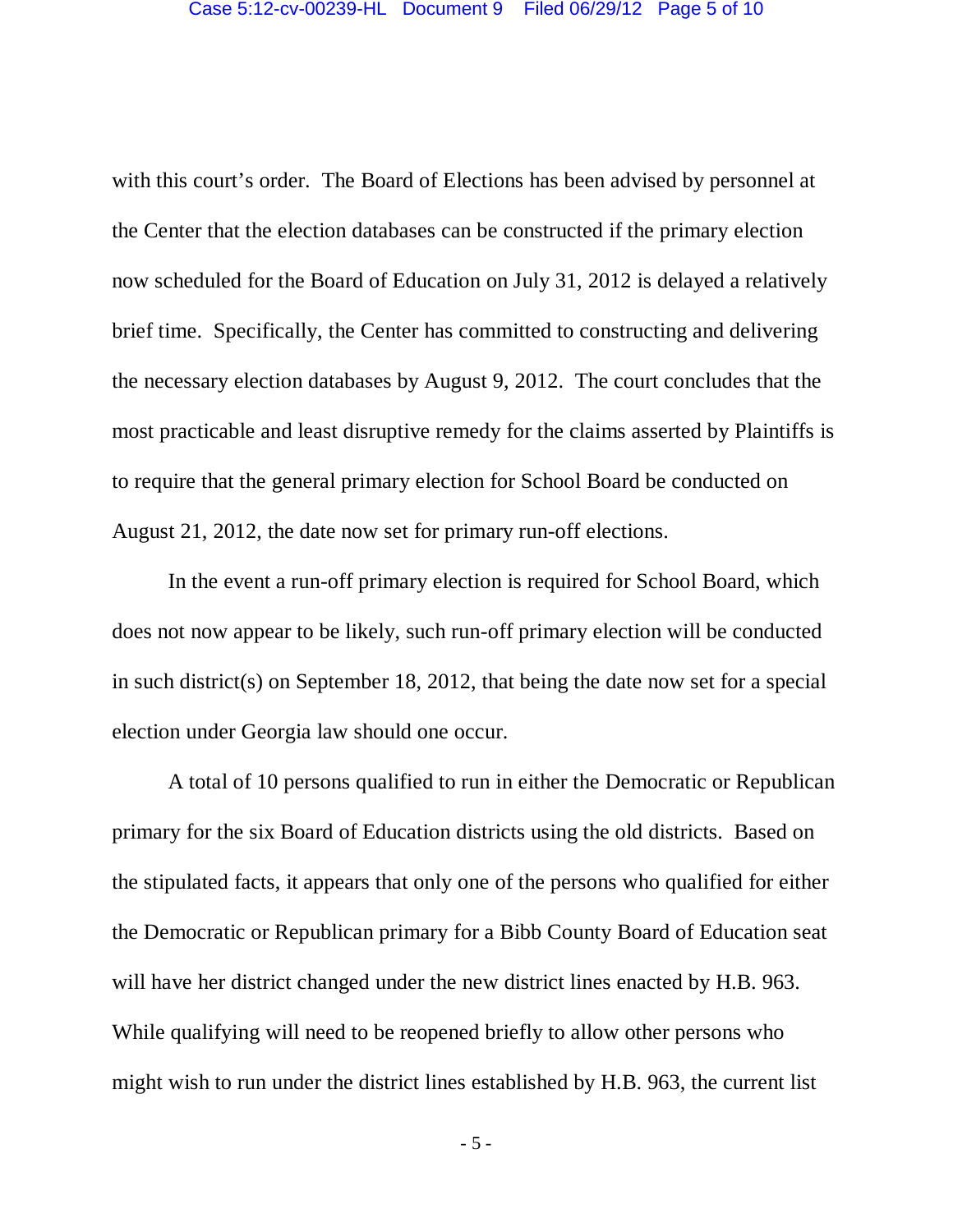with this court's order. The Board of Elections has been advised by personnel at the Center that the election databases can be constructed if the primary election now scheduled for the Board of Education on July 31, 2012 is delayed a relatively brief time. Specifically, the Center has committed to constructing and delivering the necessary election databases by August 9, 2012. The court concludes that the most practicable and least disruptive remedy for the claims asserted by Plaintiffs is to require that the general primary election for School Board be conducted on August 21, 2012, the date now set for primary run-off elections.

In the event a run-off primary election is required for School Board, which does not now appear to be likely, such run-off primary election will be conducted in such district(s) on September 18, 2012, that being the date now set for a special election under Georgia law should one occur.

A total of 10 persons qualified to run in either the Democratic or Republican primary for the six Board of Education districts using the old districts. Based on the stipulated facts, it appears that only one of the persons who qualified for either the Democratic or Republican primary for a Bibb County Board of Education seat will have her district changed under the new district lines enacted by H.B. 963. While qualifying will need to be reopened briefly to allow other persons who might wish to run under the district lines established by H.B. 963, the current list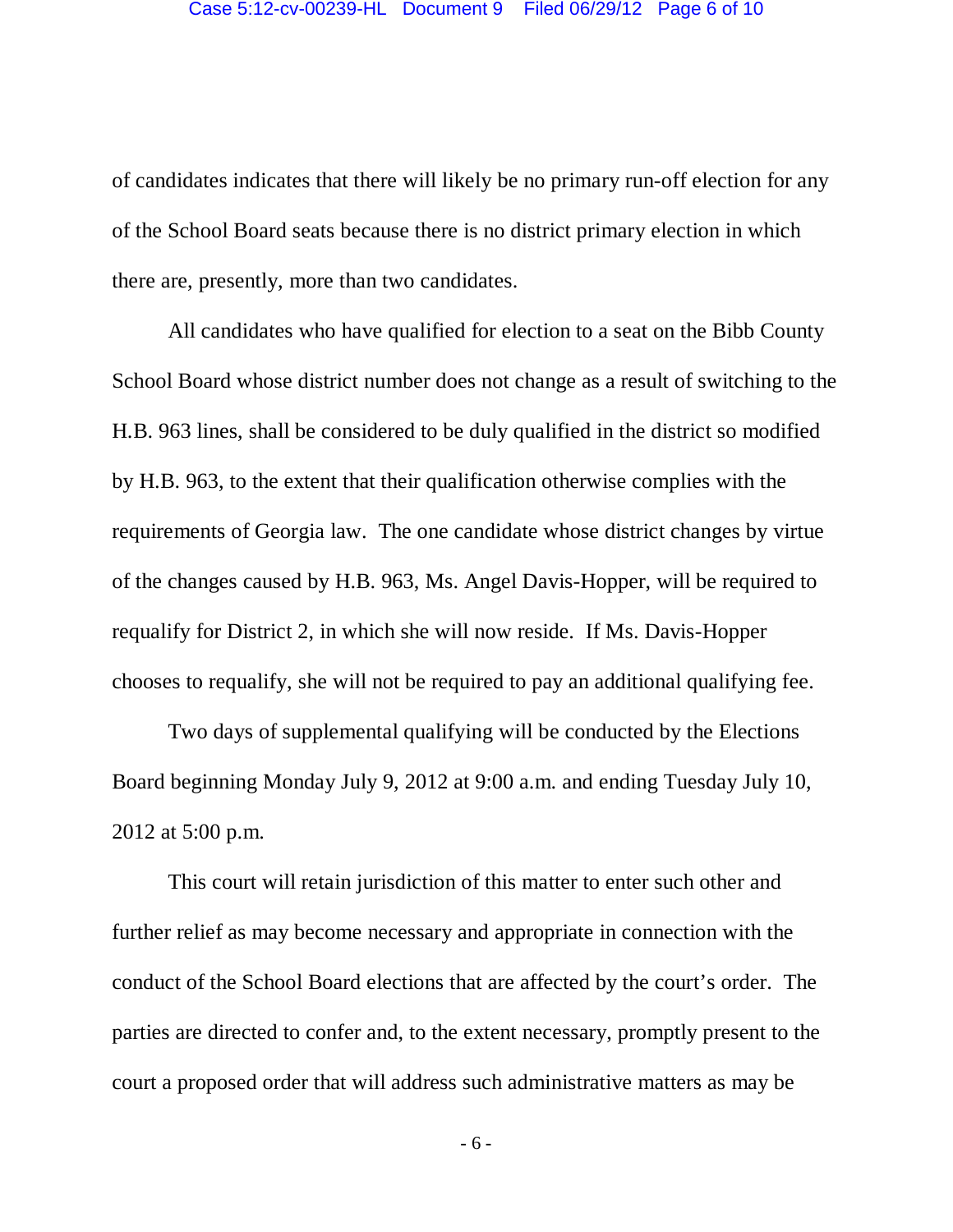of candidates indicates that there will likely be no primary run-off election for any of the School Board seats because there is no district primary election in which there are, presently, more than two candidates.

All candidates who have qualified for election to a seat on the Bibb County School Board whose district number does not change as a result of switching to the H.B. 963 lines, shall be considered to be duly qualified in the district so modified by H.B. 963, to the extent that their qualification otherwise complies with the requirements of Georgia law. The one candidate whose district changes by virtue of the changes caused by H.B. 963, Ms. Angel Davis-Hopper, will be required to requalify for District 2, in which she will now reside. If Ms. Davis-Hopper chooses to requalify, she will not be required to pay an additional qualifying fee.

Two days of supplemental qualifying will be conducted by the Elections Board beginning Monday July 9, 2012 at 9:00 a.m. and ending Tuesday July 10, 2012 at 5:00 p.m.

This court will retain jurisdiction of this matter to enter such other and further relief as may become necessary and appropriate in connection with the conduct of the School Board elections that are affected by the court's order. The parties are directed to confer and, to the extent necessary, promptly present to the court a proposed order that will address such administrative matters as may be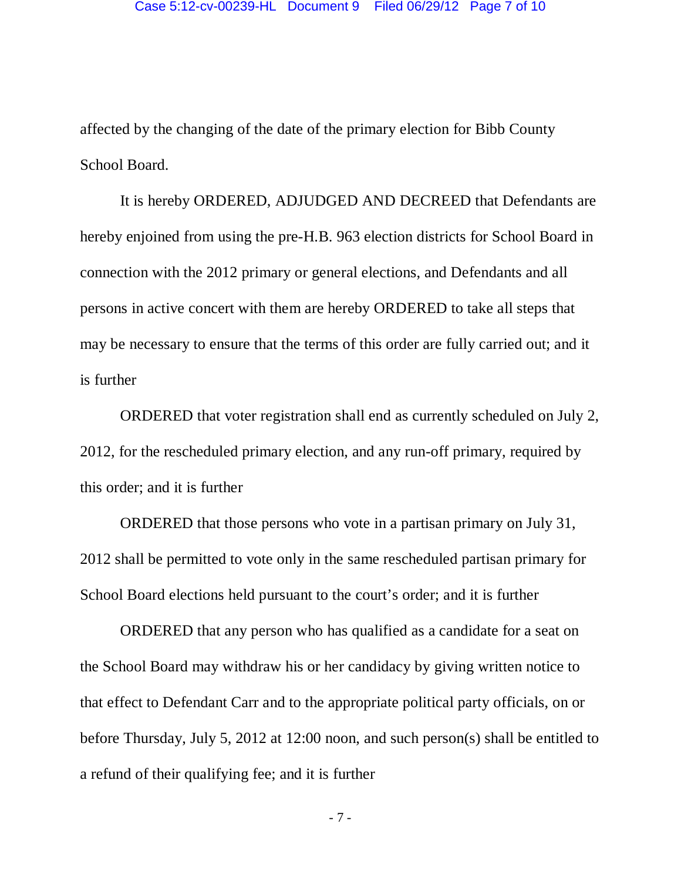affected by the changing of the date of the primary election for Bibb County School Board.

It is hereby ORDERED, ADJUDGED AND DECREED that Defendants are hereby enjoined from using the pre-H.B. 963 election districts for School Board in connection with the 2012 primary or general elections, and Defendants and all persons in active concert with them are hereby ORDERED to take all steps that may be necessary to ensure that the terms of this order are fully carried out; and it is further

ORDERED that voter registration shall end as currently scheduled on July 2, 2012, for the rescheduled primary election, and any run-off primary, required by this order; and it is further

ORDERED that those persons who vote in a partisan primary on July 31, 2012 shall be permitted to vote only in the same rescheduled partisan primary for School Board elections held pursuant to the court's order; and it is further

ORDERED that any person who has qualified as a candidate for a seat on the School Board may withdraw his or her candidacy by giving written notice to that effect to Defendant Carr and to the appropriate political party officials, on or before Thursday, July 5, 2012 at 12:00 noon, and such person(s) shall be entitled to a refund of their qualifying fee; and it is further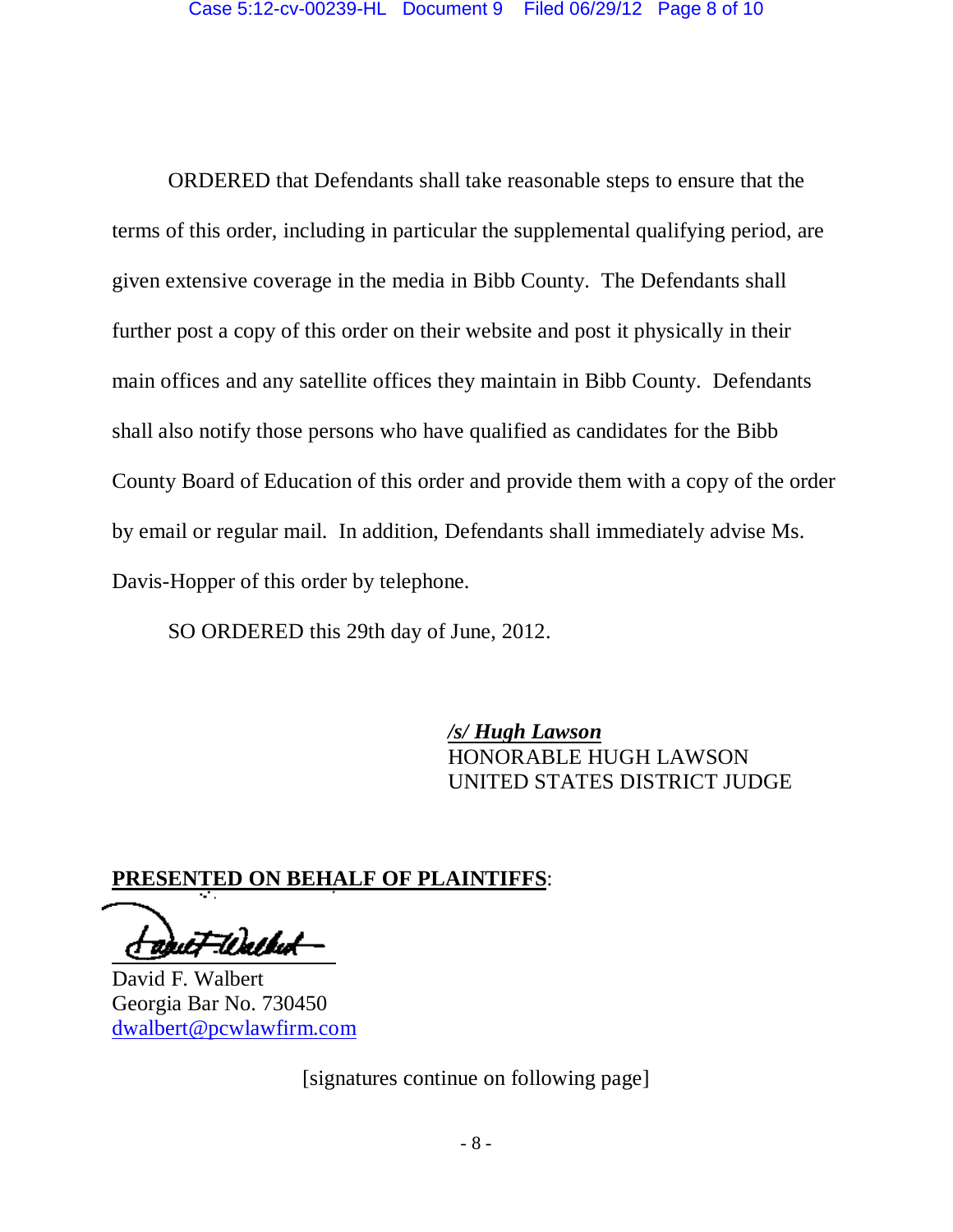ORDERED that Defendants shall take reasonable steps to ensure that the terms of this order, including in particular the supplemental qualifying period, are given extensive coverage in the media in Bibb County. The Defendants shall further post a copy of this order on their website and post it physically in their main offices and any satellite offices they maintain in Bibb County. Defendants shall also notify those persons who have qualified as candidates for the Bibb County Board of Education of this order and provide them with a copy of the order by email or regular mail. In addition, Defendants shall immediately advise Ms. Davis-Hopper of this order by telephone.

SO ORDERED this 29th day of June, 2012.

***/s/ Hugh Lawson***
HONORABLE HUGH LAWSON
UNITED STATES DISTRICT JUDGE

**PRESENTED ON BEHALF OF PLAINTIFFS**:

David F. Walbert
Georgia Bar No. 730450
dwalbert@pcwlawfirm.com

[signatures continue on following page]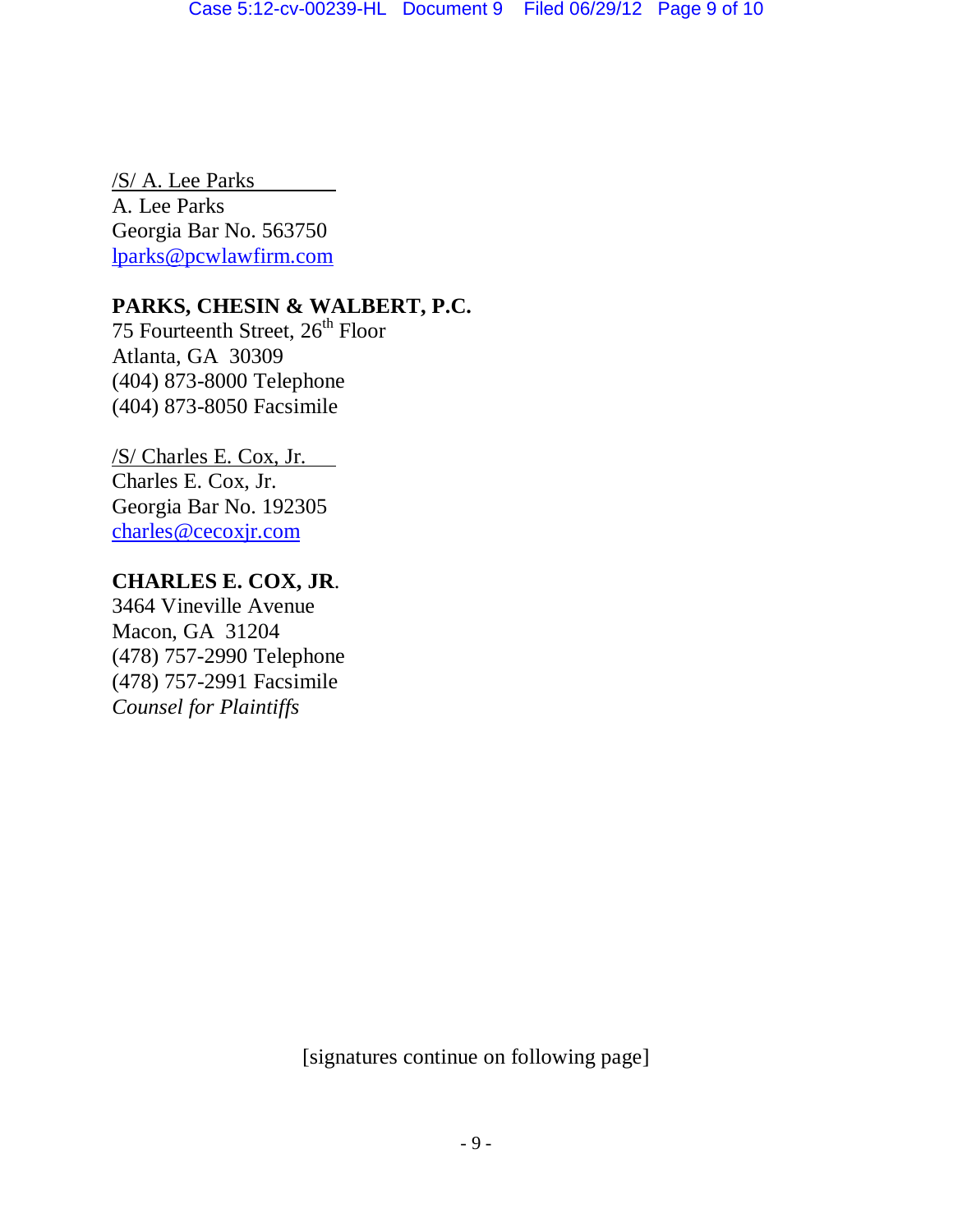/S/ A. Lee Parks
A. Lee Parks
Georgia Bar No. 563750
lparks@pcwlawfirm.com

**PARKS, CHESIN & WALBERT, P.C.**
75 Fourteenth Street, 26th Floor
Atlanta, GA 30309
(404) 873-8000 Telephone
(404) 873-8050 Facsimile

/S/ Charles E. Cox, Jr.
Charles E. Cox, Jr.
Georgia Bar No. 192305
charles@cecoxjr.com

**CHARLES E. COX, JR.**
3464 Vineville Avenue
Macon, GA 31204
(478) 757-2990 Telephone
(478) 757-2991 Facsimile
*Counsel for Plaintiffs*

[signatures continue on following page]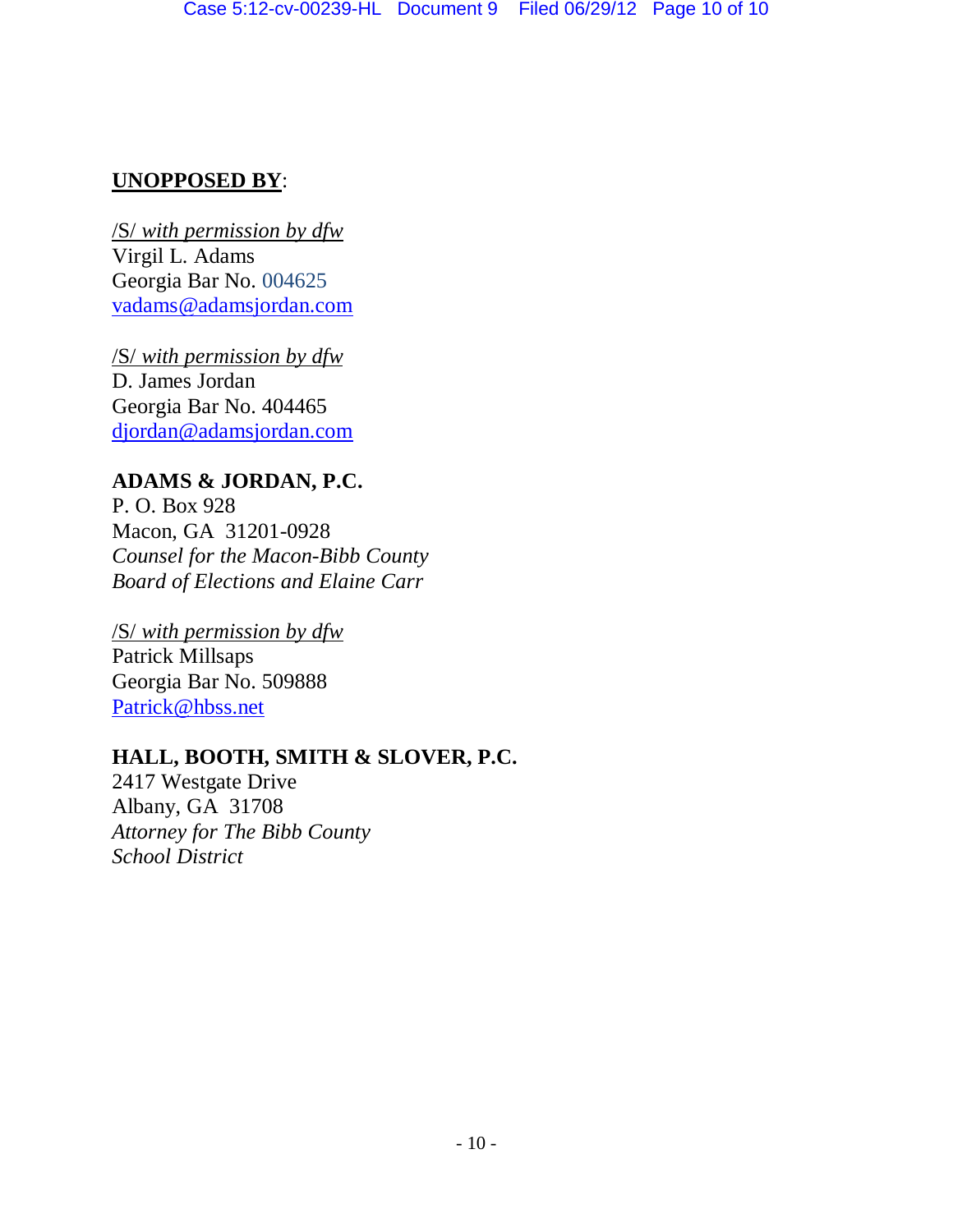**UNOPPOSED BY**:

/S/ *with permission by dfw*
Virgil L. Adams
Georgia Bar No. 004625
vadams@adamsjordan.com

/S/ *with permission by dfw*
D. James Jordan
Georgia Bar No. 404465
djordan@adamsjordan.com

**ADAMS & JORDAN, P.C.**
P. O. Box 928
Macon, GA 31201-0928
*Counsel for the Macon-Bibb County Board of Elections and Elaine Carr*

/S/ *with permission by dfw*
Patrick Millsaps
Georgia Bar No. 509888
Patrick@hbss.net

**HALL, BOOTH, SMITH & SLOVER, P.C.**
2417 Westgate Drive
Albany, GA 31708
*Attorney for The Bibb County School District*